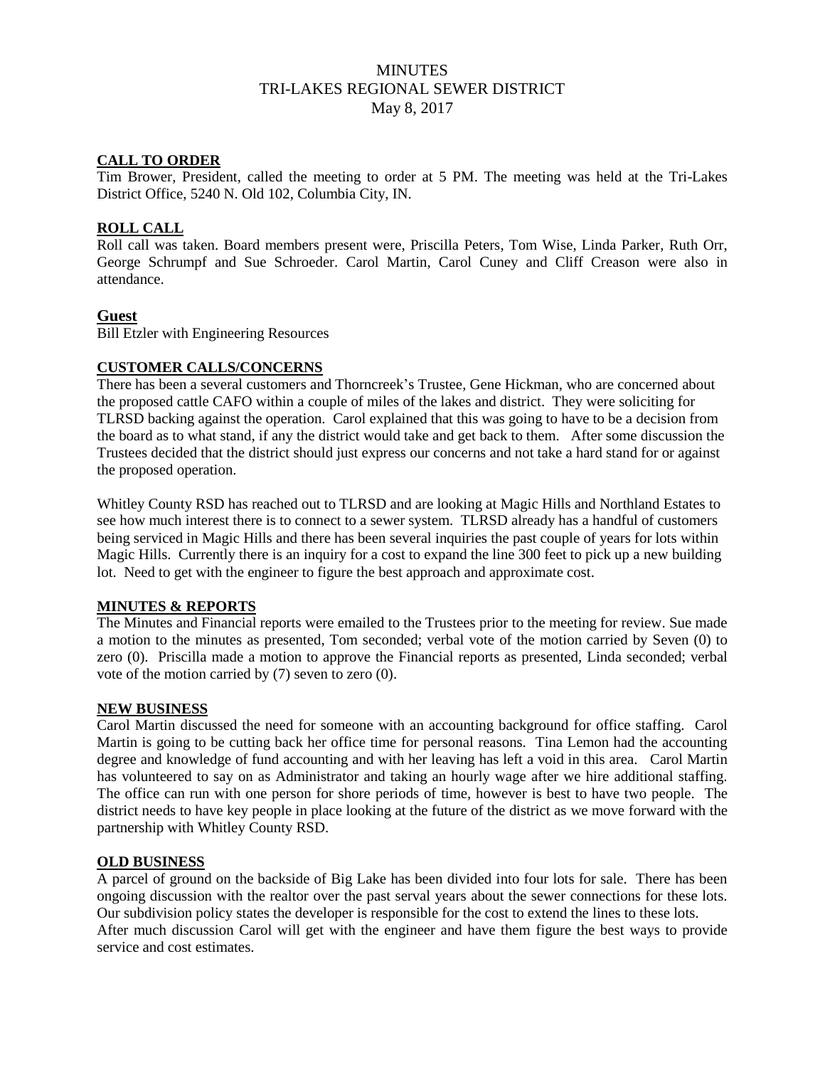# MINUTES
# TRI-LAKES REGIONAL SEWER DISTRICT
# May 8, 2017

## CALL TO ORDER

Tim Brower, President, called the meeting to order at 5 PM. The meeting was held at the Tri-Lakes District Office, 5240 N. Old 102, Columbia City, IN.

## ROLL CALL

Roll call was taken. Board members present were, Priscilla Peters, Tom Wise, Linda Parker, Ruth Orr, George Schrumpf and Sue Schroeder. Carol Martin, Carol Cuney and Cliff Creason were also in attendance.

## Guest

Bill Etzler with Engineering Resources

## CUSTOMER CALLS/CONCERNS

There has been a several customers and Thorncreek's Trustee, Gene Hickman, who are concerned about the proposed cattle CAFO within a couple of miles of the lakes and district. They were soliciting for TLRSD backing against the operation. Carol explained that this was going to have to be a decision from the board as to what stand, if any the district would take and get back to them. After some discussion the Trustees decided that the district should just express our concerns and not take a hard stand for or against the proposed operation.

Whitley County RSD has reached out to TLRSD and are looking at Magic Hills and Northland Estates to see how much interest there is to connect to a sewer system. TLRSD already has a handful of customers being serviced in Magic Hills and there has been several inquiries the past couple of years for lots within Magic Hills. Currently there is an inquiry for a cost to expand the line 300 feet to pick up a new building lot. Need to get with the engineer to figure the best approach and approximate cost.

## MINUTES & REPORTS

The Minutes and Financial reports were emailed to the Trustees prior to the meeting for review. Sue made a motion to the minutes as presented, Tom seconded; verbal vote of the motion carried by Seven (0) to zero (0). Priscilla made a motion to approve the Financial reports as presented, Linda seconded; verbal vote of the motion carried by (7) seven to zero (0).

## NEW BUSINESS

Carol Martin discussed the need for someone with an accounting background for office staffing. Carol Martin is going to be cutting back her office time for personal reasons. Tina Lemon had the accounting degree and knowledge of fund accounting and with her leaving has left a void in this area. Carol Martin has volunteered to say on as Administrator and taking an hourly wage after we hire additional staffing. The office can run with one person for shore periods of time, however is best to have two people. The district needs to have key people in place looking at the future of the district as we move forward with the partnership with Whitley County RSD.

## OLD BUSINESS

A parcel of ground on the backside of Big Lake has been divided into four lots for sale. There has been ongoing discussion with the realtor over the past serval years about the sewer connections for these lots. Our subdivision policy states the developer is responsible for the cost to extend the lines to these lots.
After much discussion Carol will get with the engineer and have them figure the best ways to provide service and cost estimates.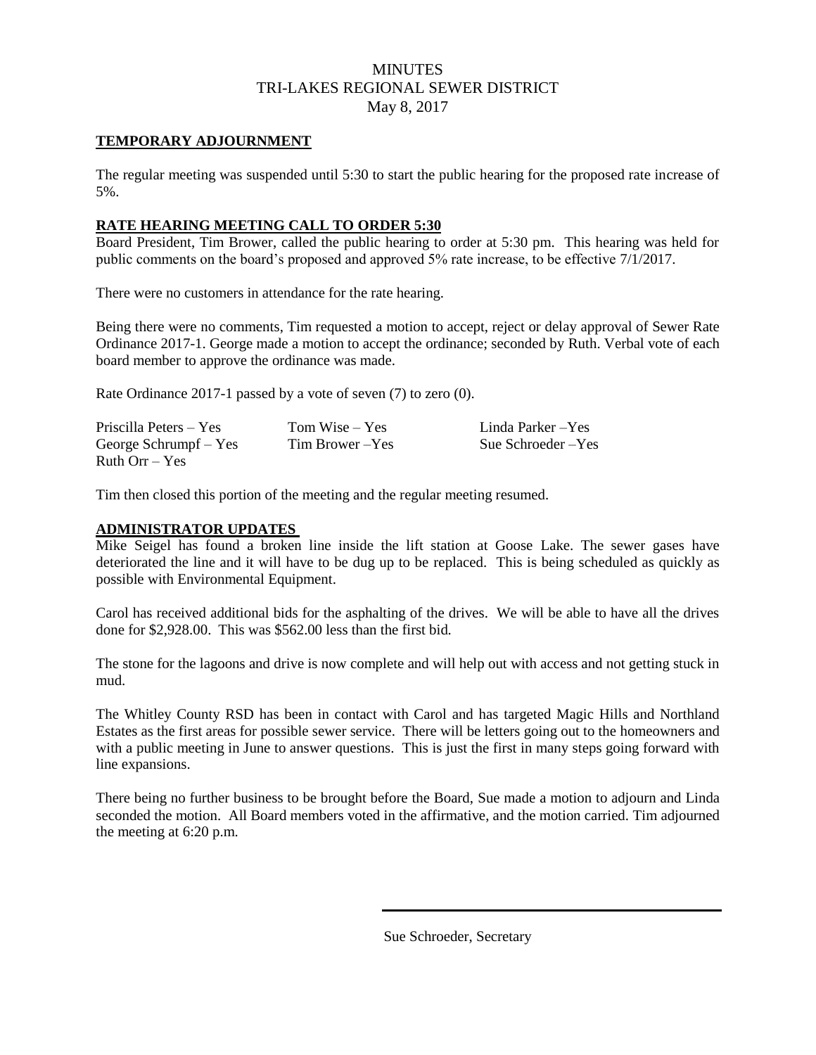MINUTES
TRI-LAKES REGIONAL SEWER DISTRICT
May 8, 2017

## TEMPORARY ADJOURNMENT

The regular meeting was suspended until 5:30 to start the public hearing for the proposed rate increase of 5%.

## RATE HEARING MEETING CALL TO ORDER 5:30

Board President, Tim Brower, called the public hearing to order at 5:30 pm. This hearing was held for public comments on the board's proposed and approved 5% rate increase, to be effective 7/1/2017.

There were no customers in attendance for the rate hearing.

Being there were no comments, Tim requested a motion to accept, reject or delay approval of Sewer Rate Ordinance 2017-1. George made a motion to accept the ordinance; seconded by Ruth. Verbal vote of each board member to approve the ordinance was made.

Rate Ordinance 2017-1 passed by a vote of seven (7) to zero (0).

| | | |
|---|---|---|
| Priscilla Peters – Yes | Tom Wise – Yes | Linda Parker –Yes |
| George Schrumpf – Yes | Tim Brower –Yes | Sue Schroeder –Yes |
| Ruth Orr – Yes | | |

Tim then closed this portion of the meeting and the regular meeting resumed.

## ADMINISTRATOR UPDATES

Mike Seigel has found a broken line inside the lift station at Goose Lake. The sewer gases have deteriorated the line and it will have to be dug up to be replaced. This is being scheduled as quickly as possible with Environmental Equipment.

Carol has received additional bids for the asphalting of the drives. We will be able to have all the drives done for $2,928.00. This was $562.00 less than the first bid.

The stone for the lagoons and drive is now complete and will help out with access and not getting stuck in mud.

The Whitley County RSD has been in contact with Carol and has targeted Magic Hills and Northland Estates as the first areas for possible sewer service. There will be letters going out to the homeowners and with a public meeting in June to answer questions. This is just the first in many steps going forward with line expansions.

There being no further business to be brought before the Board, Sue made a motion to adjourn and Linda seconded the motion. All Board members voted in the affirmative, and the motion carried. Tim adjourned the meeting at 6:20 p.m.

Sue Schroeder, Secretary